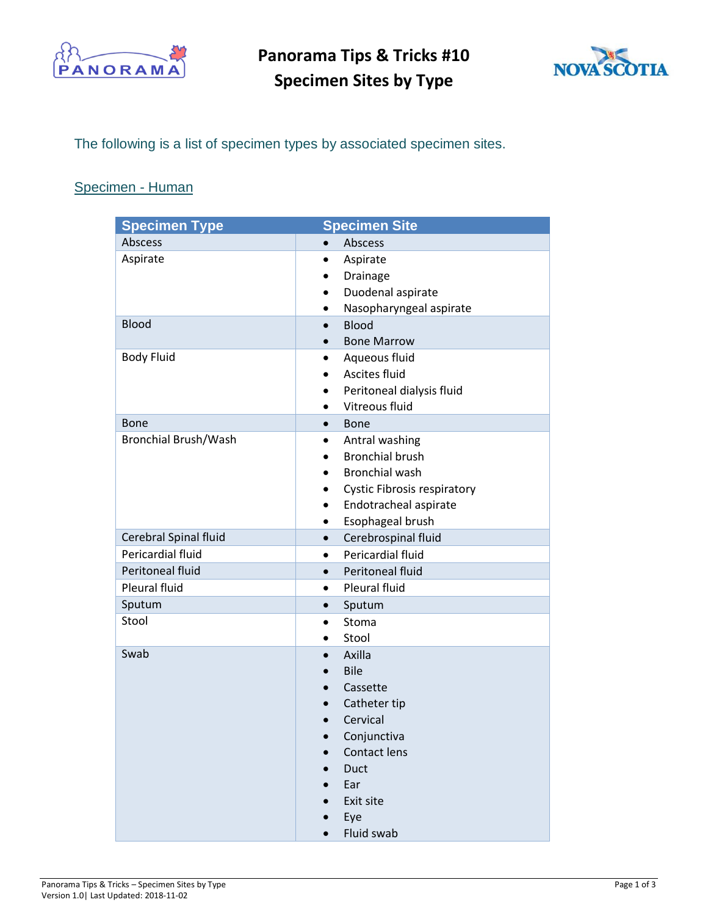# Panorama Tips & Tricks #10
# Specimen Sites by Type

The following is a list of specimen types by associated specimen sites.

## Specimen - Human

| Specimen Type | Specimen Site |
|---|---|
| Abscess | • Abscess |
| Aspirate | • Aspirate<br>• Drainage<br>• Duodenal aspirate<br>• Nasopharyngeal aspirate |
| Blood | • Blood<br>• Bone Marrow |
| Body Fluid | • Aqueous fluid<br>• Ascites fluid<br>• Peritoneal dialysis fluid<br>• Vitreous fluid |
| Bone | • Bone |
| Bronchial Brush/Wash | • Antral washing<br>• Bronchial brush<br>• Bronchial wash<br>• Cystic Fibrosis respiratory<br>• Endotracheal aspirate<br>• Esophageal brush |
| Cerebral Spinal fluid | • Cerebrospinal fluid |
| Pericardial fluid | • Pericardial fluid |
| Peritoneal fluid | • Peritoneal fluid |
| Pleural fluid | • Pleural fluid |
| Sputum | • Sputum |
| Stool | • Stoma<br>• Stool |
| Swab | • Axilla<br>• Bile<br>• Cassette<br>• Catheter tip<br>• Cervical<br>• Conjunctiva<br>• Contact lens<br>• Duct<br>• Ear<br>• Exit site<br>• Eye<br>• Fluid swab |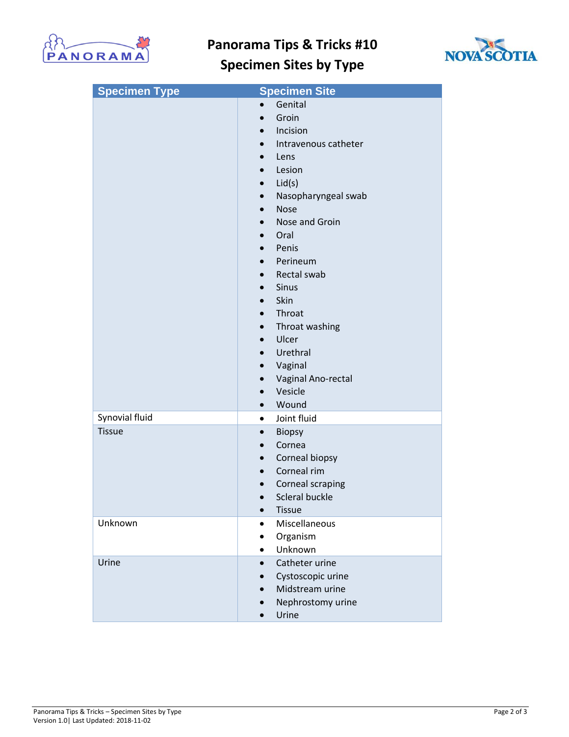# Panorama Tips & Tricks #10
# Specimen Sites by Type

| Specimen Type | Specimen Site |
|---|---|
| | • Genital<br>• Groin<br>• Incision<br>• Intravenous catheter<br>• Lens<br>• Lesion<br>• Lid(s)<br>• Nasopharyngeal swab<br>• Nose<br>• Nose and Groin<br>• Oral<br>• Penis<br>• Perineum<br>• Rectal swab<br>• Sinus<br>• Skin<br>• Throat<br>• Throat washing<br>• Ulcer<br>• Urethral<br>• Vaginal<br>• Vaginal Ano-rectal<br>• Vesicle<br>• Wound |
| Synovial fluid | • Joint fluid |
| Tissue | • Biopsy<br>• Cornea<br>• Corneal biopsy<br>• Corneal rim<br>• Corneal scraping<br>• Scleral buckle<br>• Tissue |
| Unknown | • Miscellaneous<br>• Organism<br>• Unknown |
| Urine | • Catheter urine<br>• Cystoscopic urine<br>• Midstream urine<br>• Nephrostomy urine<br>• Urine |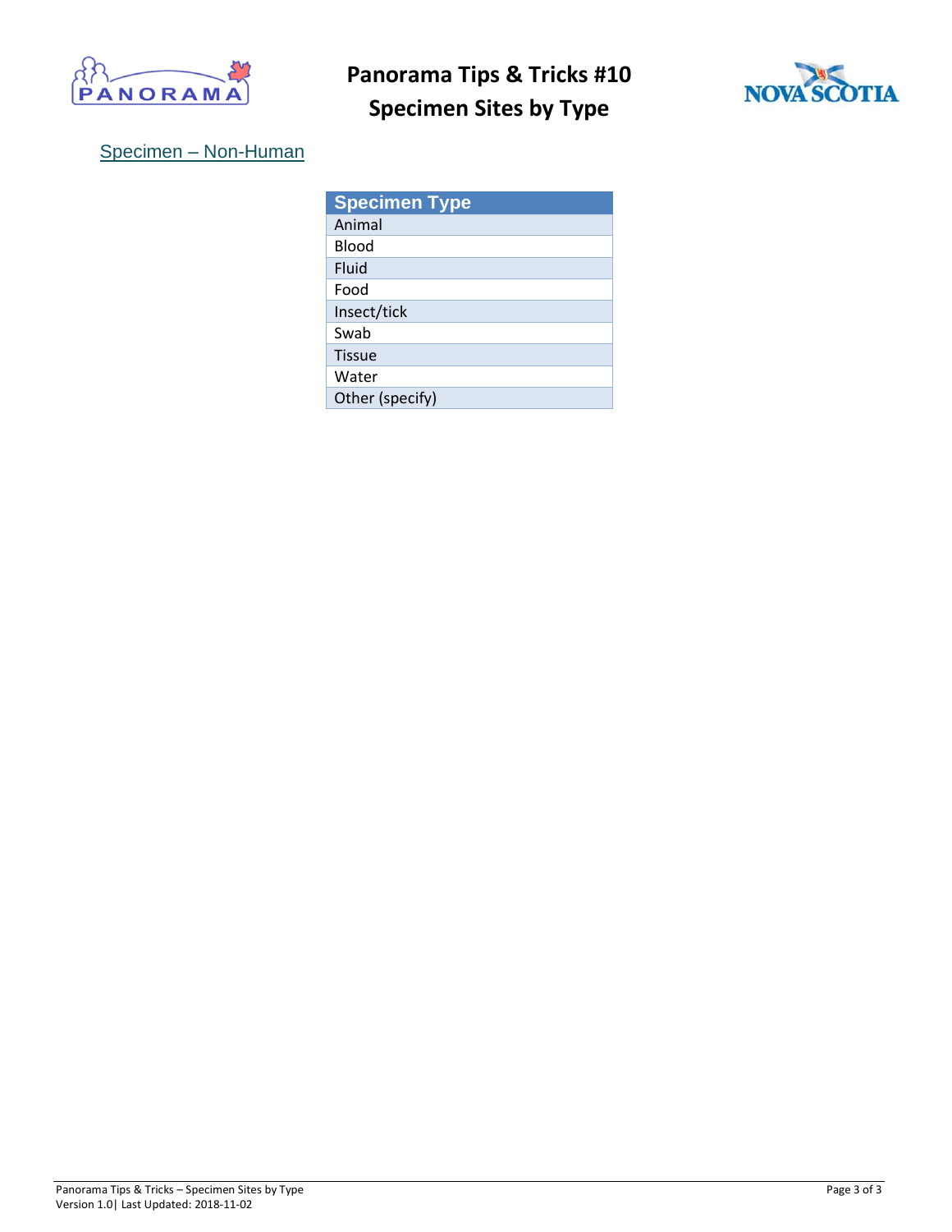## Specimen – Non-Human

| Specimen Type |
| --- |
| Animal |
| Blood |
| Fluid |
| Food |
| Insect/tick |
| Swab |
| Tissue |
| Water |
| Other (specify) |